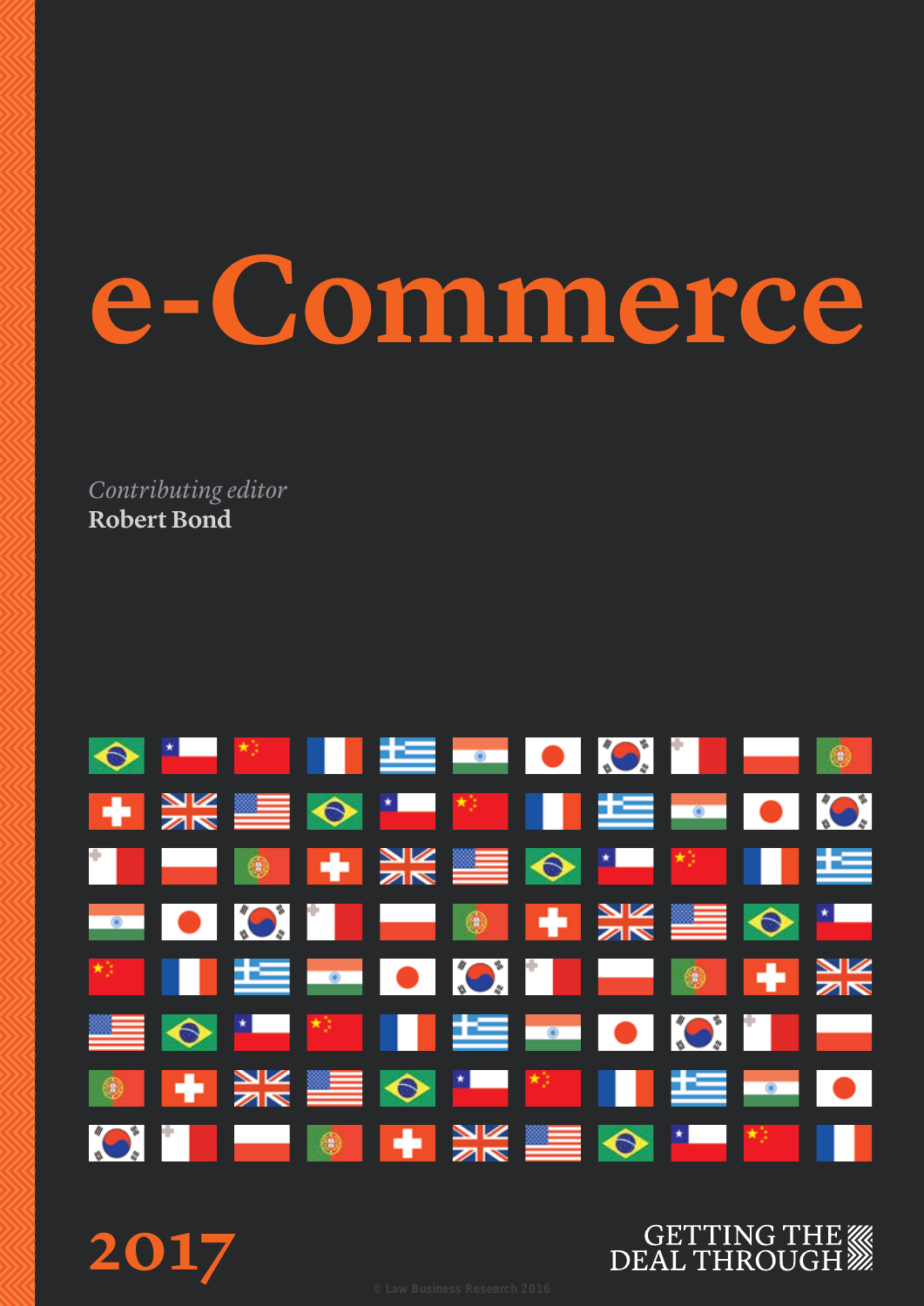# e-Commerce

*Contributing editor*
**Robert Bond**

2017

GETTING THE DEAL THROUGH

© Law Business Research 2016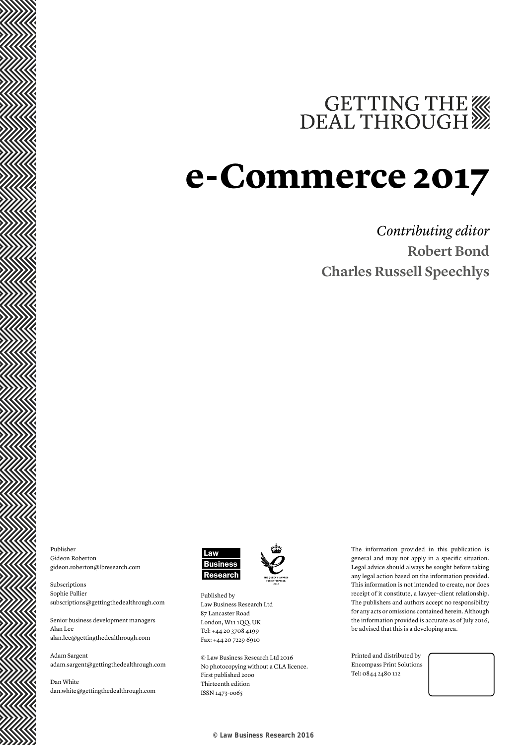GETTING THE DEAL THROUGH

# e-Commerce 2017

*Contributing editor*

**Robert Bond**

**Charles Russell Speechlys**

Publisher
Gideon Roberton
gideon.roberton@lbresearch.com

Subscriptions
Sophie Pallier
subscriptions@gettingthedealthrough.com

Senior business development managers
Alan Lee
alan.lee@gettingthedealthrough.com

Adam Sargent
adam.sargent@gettingthedealthrough.com

Dan White
dan.white@gettingthedealthrough.com

Law Business Research

THE QUEEN'S AWARDS FOR ENTERPRISE: 2012

Published by
Law Business Research Ltd
87 Lancaster Road
London, W11 1QQ, UK
Tel: +44 20 3708 4199
Fax: +44 20 7229 6910

© Law Business Research Ltd 2016
No photocopying without a CLA licence.
First published 2000
Thirteenth edition
ISSN 1473-0065

The information provided in this publication is general and may not apply in a specific situation. Legal advice should always be sought before taking any legal action based on the information provided. This information is not intended to create, nor does receipt of it constitute, a lawyer–client relationship. The publishers and authors accept no responsibility for any acts or omissions contained herein. Although the information provided is accurate as of July 2016, be advised that this is a developing area.

Printed and distributed by
Encompass Print Solutions
Tel: 0844 2480 112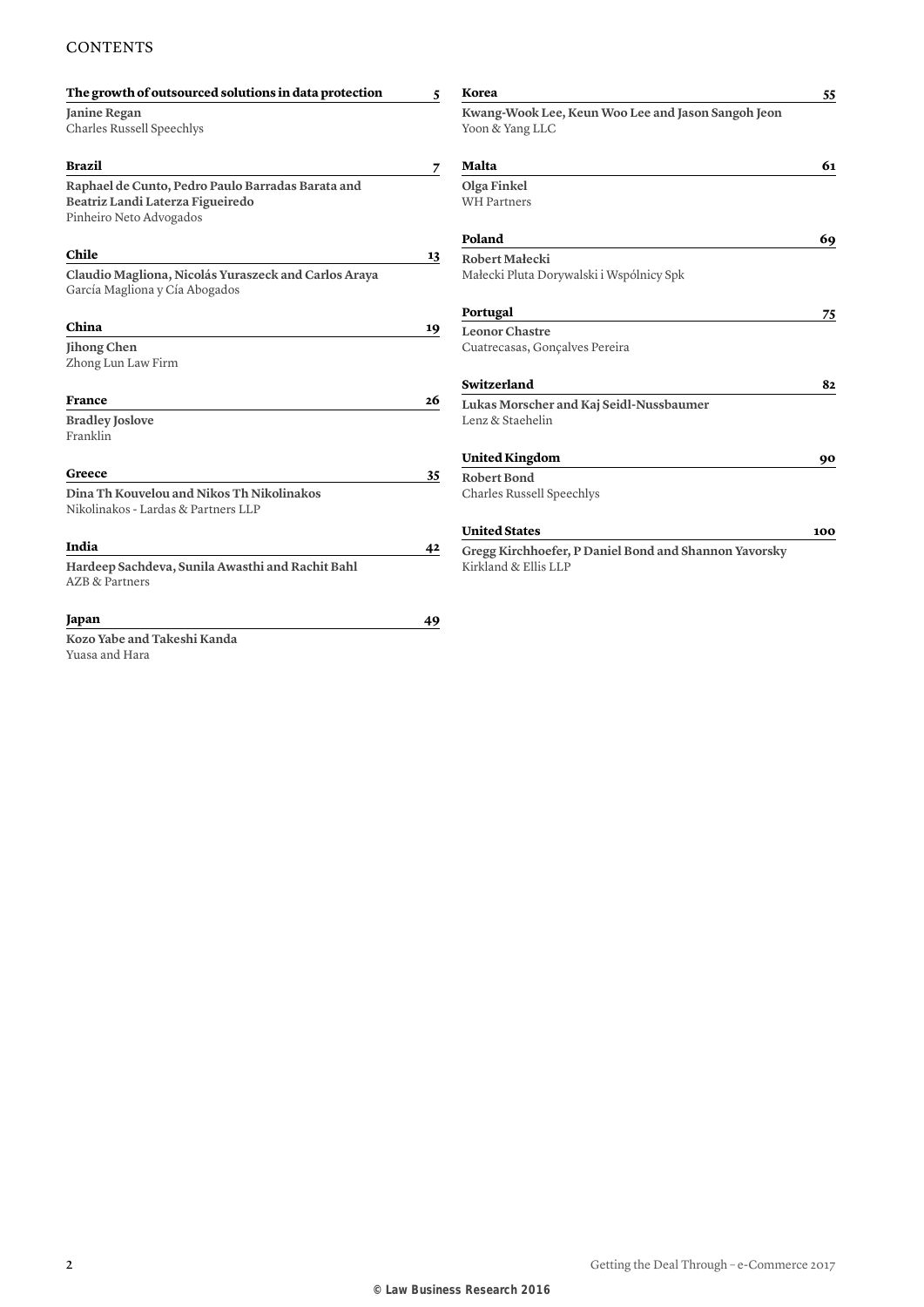# CONTENTS

**The growth of outsourced solutions in data protection** 5

**Janine Regan**
Charles Russell Speechlys

**Brazil** 7

**Raphael de Cunto, Pedro Paulo Barradas Barata and Beatriz Landi Laterza Figueiredo**
Pinheiro Neto Advogados

**Chile** 13

**Claudio Magliona, Nicolás Yuraszeck and Carlos Araya**
García Magliona y Cía Abogados

**China** 19

**Jihong Chen**
Zhong Lun Law Firm

**France** 26

**Bradley Joslove**
Franklin

**Greece** 35

**Dina Th Kouvelou and Nikos Th Nikolinakos**
Nikolinakos - Lardas & Partners LLP

**India** 42

**Hardeep Sachdeva, Sunila Awasthi and Rachit Bahl**
AZB & Partners

**Japan** 49

**Kozo Yabe and Takeshi Kanda**
Yuasa and Hara

**Korea** 55

**Kwang-Wook Lee, Keun Woo Lee and Jason Sangoh Jeon**
Yoon & Yang LLC

**Malta** 61

**Olga Finkel**
WH Partners

**Poland** 69

**Robert Małecki**
Małecki Pluta Dorywalski i Wspólnicy Spk

**Portugal** 75

**Leonor Chastre**
Cuatrecasas, Gonçalves Pereira

**Switzerland** 82

**Lukas Morscher and Kaj Seidl-Nussbaumer**
Lenz & Staehelin

**United Kingdom** 90

**Robert Bond**
Charles Russell Speechlys

**United States** 100

**Gregg Kirchhoefer, P Daniel Bond and Shannon Yavorsky**
Kirkland & Ellis LLP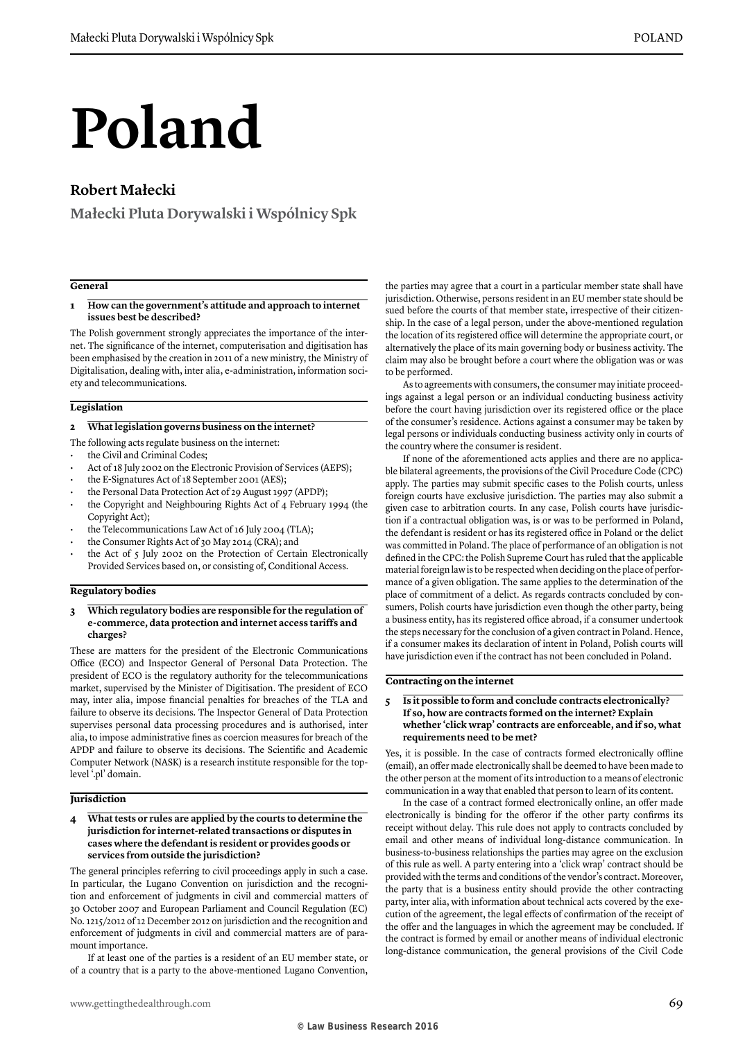# Poland

## Robert Małecki

**Małecki Pluta Dorywalski i Wspólnicy Spk**

### General

**1 How can the government's attitude and approach to internet issues best be described?**

The Polish government strongly appreciates the importance of the internet. The significance of the internet, computerisation and digitisation has been emphasised by the creation in 2011 of a new ministry, the Ministry of Digitalisation, dealing with, inter alia, e-administration, information society and telecommunications.

### Legislation

**2 What legislation governs business on the internet?**

The following acts regulate business on the internet:

- the Civil and Criminal Codes;
- Act of 18 July 2002 on the Electronic Provision of Services (AEPS);
- the E-Signatures Act of 18 September 2001 (AES);
- the Personal Data Protection Act of 29 August 1997 (APDP);
- the Copyright and Neighbouring Rights Act of 4 February 1994 (the Copyright Act);
- the Telecommunications Law Act of 16 July 2004 (TLA);
- the Consumer Rights Act of 30 May 2014 (CRA); and
- the Act of 5 July 2002 on the Protection of Certain Electronically Provided Services based on, or consisting of, Conditional Access.

### Regulatory bodies

**3 Which regulatory bodies are responsible for the regulation of e-commerce, data protection and internet access tariffs and charges?**

These are matters for the president of the Electronic Communications Office (ECO) and Inspector General of Personal Data Protection. The president of ECO is the regulatory authority for the telecommunications market, supervised by the Minister of Digitisation. The president of ECO may, inter alia, impose financial penalties for breaches of the TLA and failure to observe its decisions. The Inspector General of Data Protection supervises personal data processing procedures and is authorised, inter alia, to impose administrative fines as coercion measures for breach of the APDP and failure to observe its decisions. The Scientific and Academic Computer Network (NASK) is a research institute responsible for the top-level '.pl' domain.

### Jurisdiction

**4 What tests or rules are applied by the courts to determine the jurisdiction for internet-related transactions or disputes in cases where the defendant is resident or provides goods or services from outside the jurisdiction?**

The general principles referring to civil proceedings apply in such a case. In particular, the Lugano Convention on jurisdiction and the recognition and enforcement of judgments in civil and commercial matters of 30 October 2007 and European Parliament and Council Regulation (EC) No. 1215/2012 of 12 December 2012 on jurisdiction and the recognition and enforcement of judgments in civil and commercial matters are of paramount importance.

If at least one of the parties is a resident of an EU member state, or of a country that is a party to the above-mentioned Lugano Convention, the parties may agree that a court in a particular member state shall have jurisdiction. Otherwise, persons resident in an EU member state should be sued before the courts of that member state, irrespective of their citizenship. In the case of a legal person, under the above-mentioned regulation the location of its registered office will determine the appropriate court, or alternatively the place of its main governing body or business activity. The claim may also be brought before a court where the obligation was or was to be performed.

As to agreements with consumers, the consumer may initiate proceedings against a legal person or an individual conducting business activity before the court having jurisdiction over its registered office or the place of the consumer's residence. Actions against a consumer may be taken by legal persons or individuals conducting business activity only in courts of the country where the consumer is resident.

If none of the aforementioned acts applies and there are no applicable bilateral agreements, the provisions of the Civil Procedure Code (CPC) apply. The parties may submit specific cases to the Polish courts, unless foreign courts have exclusive jurisdiction. The parties may also submit a given case to arbitration courts. In any case, Polish courts have jurisdiction if a contractual obligation was, is or was to be performed in Poland, the defendant is resident or has its registered office in Poland or the delict was committed in Poland. The place of performance of an obligation is not defined in the CPC: the Polish Supreme Court has ruled that the applicable material foreign law is to be respected when deciding on the place of performance of a given obligation. The same applies to the determination of the place of commitment of a delict. As regards contracts concluded by consumers, Polish courts have jurisdiction even though the other party, being a business entity, has its registered office abroad, if a consumer undertook the steps necessary for the conclusion of a given contract in Poland. Hence, if a consumer makes its declaration of intent in Poland, Polish courts will have jurisdiction even if the contract has not been concluded in Poland.

### Contracting on the internet

**5 Is it possible to form and conclude contracts electronically? If so, how are contracts formed on the internet? Explain whether 'click wrap' contracts are enforceable, and if so, what requirements need to be met?**

Yes, it is possible. In the case of contracts formed electronically offline (email), an offer made electronically shall be deemed to have been made to the other person at the moment of its introduction to a means of electronic communication in a way that enabled that person to learn of its content.

In the case of a contract formed electronically online, an offer made electronically is binding for the offeror if the other party confirms its receipt without delay. This rule does not apply to contracts concluded by email and other means of individual long-distance communication. In business-to-business relationships the parties may agree on the exclusion of this rule as well. A party entering into a 'click wrap' contract should be provided with the terms and conditions of the vendor's contract. Moreover, the party that is a business entity should provide the other contracting party, inter alia, with information about technical acts covered by the execution of the agreement, the legal effects of confirmation of the receipt of the offer and the languages in which the agreement may be concluded. If the contract is formed by email or another means of individual electronic long-distance communication, the general provisions of the Civil Code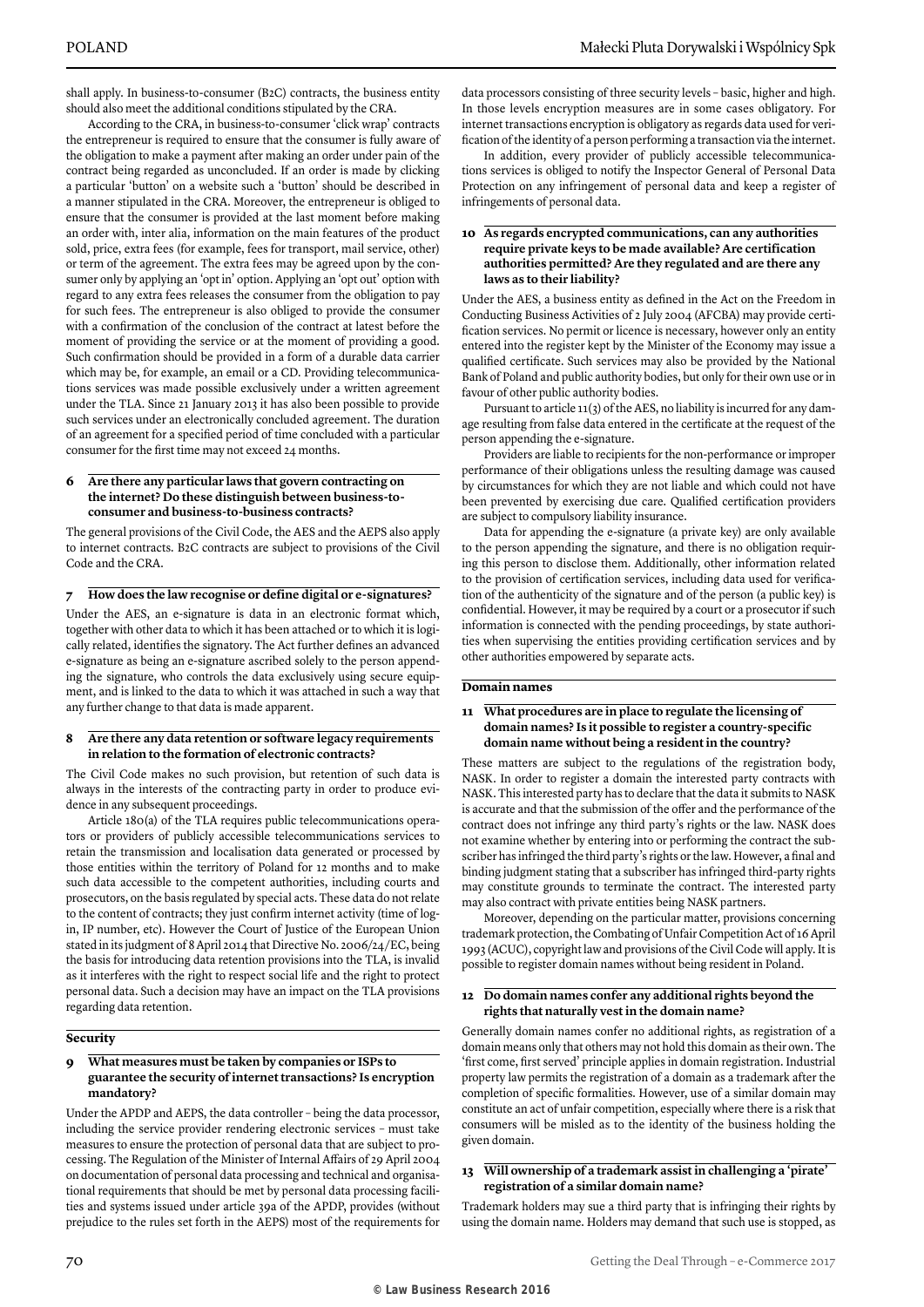shall apply. In business-to-consumer (B2C) contracts, the business entity should also meet the additional conditions stipulated by the CRA.

According to the CRA, in business-to-consumer 'click wrap' contracts the entrepreneur is required to ensure that the consumer is fully aware of the obligation to make a payment after making an order under pain of the contract being regarded as unconcluded. If an order is made by clicking a particular 'button' on a website such a 'button' should be described in a manner stipulated in the CRA. Moreover, the entrepreneur is obliged to ensure that the consumer is provided at the last moment before making an order with, inter alia, information on the main features of the product sold, price, extra fees (for example, fees for transport, mail service, other) or term of the agreement. The extra fees may be agreed upon by the consumer only by applying an 'opt in' option. Applying an 'opt out' option with regard to any extra fees releases the consumer from the obligation to pay for such fees. The entrepreneur is also obliged to provide the consumer with a confirmation of the conclusion of the contract at latest before the moment of providing the service or at the moment of providing a good. Such confirmation should be provided in a form of a durable data carrier which may be, for example, an email or a CD. Providing telecommunications services was made possible exclusively under a written agreement under the TLA. Since 21 January 2013 it has also been possible to provide such services under an electronically concluded agreement. The duration of an agreement for a specified period of time concluded with a particular consumer for the first time may not exceed 24 months.

### 6 Are there any particular laws that govern contracting on the internet? Do these distinguish between business-to-consumer and business-to-business contracts?

The general provisions of the Civil Code, the AES and the AEPS also apply to internet contracts. B2C contracts are subject to provisions of the Civil Code and the CRA.

### 7 How does the law recognise or define digital or e-signatures?

Under the AES, an e-signature is data in an electronic format which, together with other data to which it has been attached or to which it is logically related, identifies the signatory. The Act further defines an advanced e-signature as being an e-signature ascribed solely to the person appending the signature, who controls the data exclusively using secure equipment, and is linked to the data to which it was attached in such a way that any further change to that data is made apparent.

### 8 Are there any data retention or software legacy requirements in relation to the formation of electronic contracts?

The Civil Code makes no such provision, but retention of such data is always in the interests of the contracting party in order to produce evidence in any subsequent proceedings.

Article 180(a) of the TLA requires public telecommunications operators or providers of publicly accessible telecommunications services to retain the transmission and localisation data generated or processed by those entities within the territory of Poland for 12 months and to make such data accessible to the competent authorities, including courts and prosecutors, on the basis regulated by special acts. These data do not relate to the content of contracts; they just confirm internet activity (time of login, IP number, etc). However the Court of Justice of the European Union stated in its judgment of 8 April 2014 that Directive No. 2006/24/EC, being the basis for introducing data retention provisions into the TLA, is invalid as it interferes with the right to respect social life and the right to protect personal data. Such a decision may have an impact on the TLA provisions regarding data retention.

## Security

### 9 What measures must be taken by companies or ISPs to guarantee the security of internet transactions? Is encryption mandatory?

Under the APDP and AEPS, the data controller – being the data processor, including the service provider rendering electronic services – must take measures to ensure the protection of personal data that are subject to processing. The Regulation of the Minister of Internal Affairs of 29 April 2004 on documentation of personal data processing and technical and organisational requirements that should be met by personal data processing facilities and systems issued under article 39a of the APDP, provides (without prejudice to the rules set forth in the AEPS) most of the requirements for data processors consisting of three security levels – basic, higher and high. In those levels encryption measures are in some cases obligatory. For internet transactions encryption is obligatory as regards data used for verification of the identity of a person performing a transaction via the internet.

In addition, every provider of publicly accessible telecommunications services is obliged to notify the Inspector General of Personal Data Protection on any infringement of personal data and keep a register of infringements of personal data.

### 10 As regards encrypted communications, can any authorities require private keys to be made available? Are certification authorities permitted? Are they regulated and are there any laws as to their liability?

Under the AES, a business entity as defined in the Act on the Freedom in Conducting Business Activities of 2 July 2004 (AFCBA) may provide certification services. No permit or licence is necessary, however only an entity entered into the register kept by the Minister of the Economy may issue a qualified certificate. Such services may also be provided by the National Bank of Poland and public authority bodies, but only for their own use or in favour of other public authority bodies.

Pursuant to article 11(3) of the AES, no liability is incurred for any damage resulting from false data entered in the certificate at the request of the person appending the e-signature.

Providers are liable to recipients for the non-performance or improper performance of their obligations unless the resulting damage was caused by circumstances for which they are not liable and which could not have been prevented by exercising due care. Qualified certification providers are subject to compulsory liability insurance.

Data for appending the e-signature (a private key) are only available to the person appending the signature, and there is no obligation requiring this person to disclose them. Additionally, other information related to the provision of certification services, including data used for verification of the authenticity of the signature and of the person (a public key) is confidential. However, it may be required by a court or a prosecutor if such information is connected with the pending proceedings, by state authorities when supervising the entities providing certification services and by other authorities empowered by separate acts.

## Domain names

### 11 What procedures are in place to regulate the licensing of domain names? Is it possible to register a country-specific domain name without being a resident in the country?

These matters are subject to the regulations of the registration body, NASK. In order to register a domain the interested party contracts with NASK. This interested party has to declare that the data it submits to NASK is accurate and that the submission of the offer and the performance of the contract does not infringe any third party's rights or the law. NASK does not examine whether by entering into or performing the contract the subscriber has infringed the third party's rights or the law. However, a final and binding judgment stating that a subscriber has infringed third-party rights may constitute grounds to terminate the contract. The interested party may also contract with private entities being NASK partners.

Moreover, depending on the particular matter, provisions concerning trademark protection, the Combating of Unfair Competition Act of 16 April 1993 (ACUC), copyright law and provisions of the Civil Code will apply. It is possible to register domain names without being resident in Poland.

### 12 Do domain names confer any additional rights beyond the rights that naturally vest in the domain name?

Generally domain names confer no additional rights, as registration of a domain means only that others may not hold this domain as their own. The 'first come, first served' principle applies in domain registration. Industrial property law permits the registration of a domain as a trademark after the completion of specific formalities. However, use of a similar domain may constitute an act of unfair competition, especially where there is a risk that consumers will be misled as to the identity of the business holding the given domain.

### 13 Will ownership of a trademark assist in challenging a 'pirate' registration of a similar domain name?

Trademark holders may sue a third party that is infringing their rights by using the domain name. Holders may demand that such use is stopped, as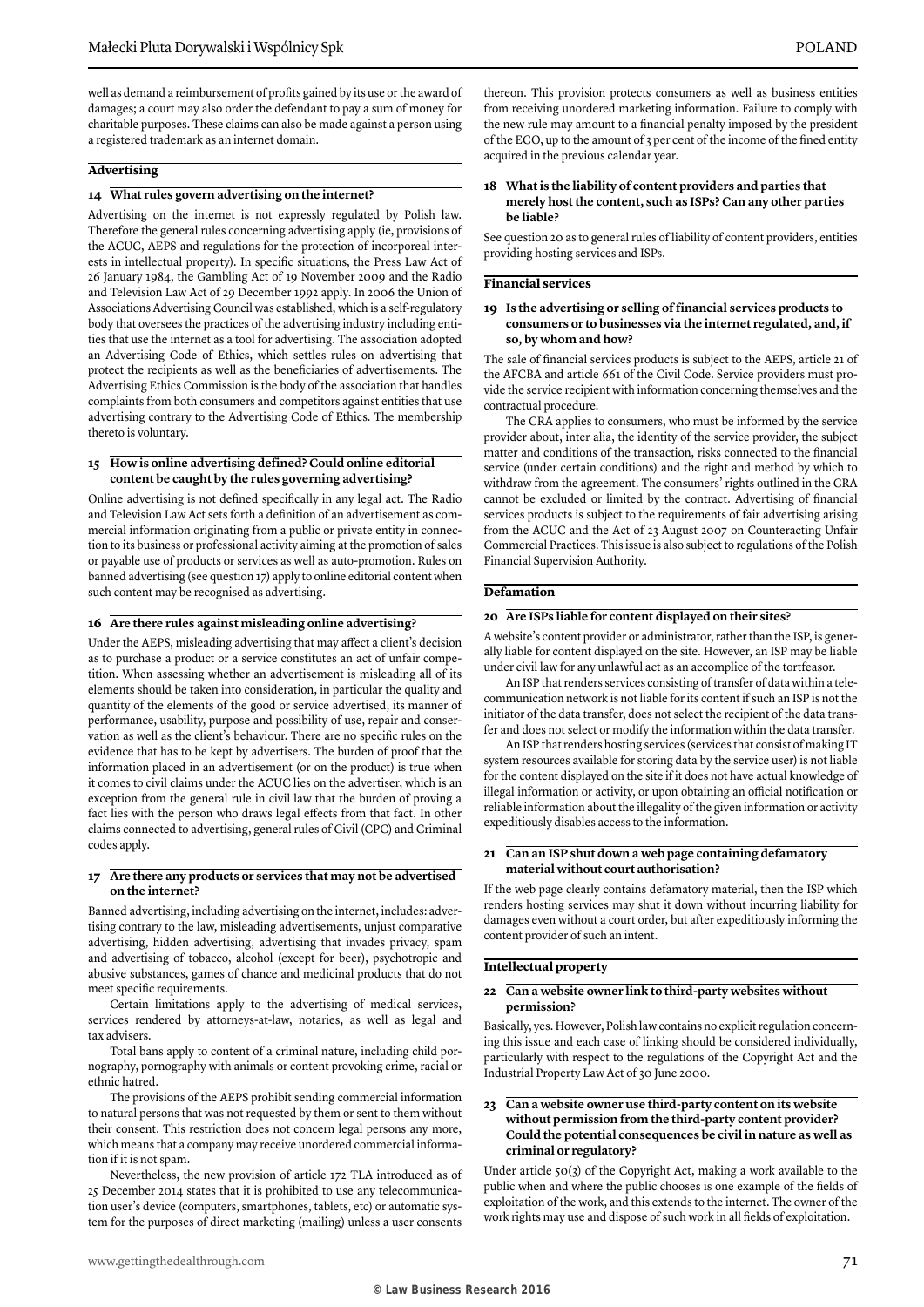well as demand a reimbursement of profits gained by its use or the award of damages; a court may also order the defendant to pay a sum of money for charitable purposes. These claims can also be made against a person using a registered trademark as an internet domain.

## Advertising

### 14 What rules govern advertising on the internet?

Advertising on the internet is not expressly regulated by Polish law. Therefore the general rules concerning advertising apply (ie, provisions of the ACUC, AEPS and regulations for the protection of incorporeal interests in intellectual property). In specific situations, the Press Law Act of 26 January 1984, the Gambling Act of 19 November 2009 and the Radio and Television Law Act of 29 December 1992 apply. In 2006 the Union of Associations Advertising Council was established, which is a self-regulatory body that oversees the practices of the advertising industry including entities that use the internet as a tool for advertising. The association adopted an Advertising Code of Ethics, which settles rules on advertising that protect the recipients as well as the beneficiaries of advertisements. The Advertising Ethics Commission is the body of the association that handles complaints from both consumers and competitors against entities that use advertising contrary to the Advertising Code of Ethics. The membership thereto is voluntary.

### 15 How is online advertising defined? Could online editorial content be caught by the rules governing advertising?

Online advertising is not defined specifically in any legal act. The Radio and Television Law Act sets forth a definition of an advertisement as commercial information originating from a public or private entity in connection to its business or professional activity aiming at the promotion of sales or payable use of products or services as well as auto-promotion. Rules on banned advertising (see question 17) apply to online editorial content when such content may be recognised as advertising.

### 16 Are there rules against misleading online advertising?

Under the AEPS, misleading advertising that may affect a client's decision as to purchase a product or a service constitutes an act of unfair competition. When assessing whether an advertisement is misleading all of its elements should be taken into consideration, in particular the quality and quantity of the elements of the good or service advertised, its manner of performance, usability, purpose and possibility of use, repair and conservation as well as the client's behaviour. There are no specific rules on the evidence that has to be kept by advertisers. The burden of proof that the information placed in an advertisement (or on the product) is true when it comes to civil claims under the ACUC lies on the advertiser, which is an exception from the general rule in civil law that the burden of proving a fact lies with the person who draws legal effects from that fact. In other claims connected to advertising, general rules of Civil (CPC) and Criminal codes apply.

### 17 Are there any products or services that may not be advertised on the internet?

Banned advertising, including advertising on the internet, includes: advertising contrary to the law, misleading advertisements, unjust comparative advertising, hidden advertising, advertising that invades privacy, spam and advertising of tobacco, alcohol (except for beer), psychotropic and abusive substances, games of chance and medicinal products that do not meet specific requirements.

Certain limitations apply to the advertising of medical services, services rendered by attorneys-at-law, notaries, as well as legal and tax advisers.

Total bans apply to content of a criminal nature, including child pornography, pornography with animals or content provoking crime, racial or ethnic hatred.

The provisions of the AEPS prohibit sending commercial information to natural persons that was not requested by them or sent to them without their consent. This restriction does not concern legal persons any more, which means that a company may receive unordered commercial information if it is not spam.

Nevertheless, the new provision of article 172 TLA introduced as of 25 December 2014 states that it is prohibited to use any telecommunication user's device (computers, smartphones, tablets, etc) or automatic system for the purposes of direct marketing (mailing) unless a user consents thereon. This provision protects consumers as well as business entities from receiving unordered marketing information. Failure to comply with the new rule may amount to a financial penalty imposed by the president of the ECO, up to the amount of 3 per cent of the income of the fined entity acquired in the previous calendar year.

### 18 What is the liability of content providers and parties that merely host the content, such as ISPs? Can any other parties be liable?

See question 20 as to general rules of liability of content providers, entities providing hosting services and ISPs.

## Financial services

### 19 Is the advertising or selling of financial services products to consumers or to businesses via the internet regulated, and, if so, by whom and how?

The sale of financial services products is subject to the AEPS, article 21 of the AFCBA and article 661 of the Civil Code. Service providers must provide the service recipient with information concerning themselves and the contractual procedure.

The CRA applies to consumers, who must be informed by the service provider about, inter alia, the identity of the service provider, the subject matter and conditions of the transaction, risks connected to the financial service (under certain conditions) and the right and method by which to withdraw from the agreement. The consumers' rights outlined in the CRA cannot be excluded or limited by the contract. Advertising of financial services products is subject to the requirements of fair advertising arising from the ACUC and the Act of 23 August 2007 on Counteracting Unfair Commercial Practices. This issue is also subject to regulations of the Polish Financial Supervision Authority.

## Defamation

### 20 Are ISPs liable for content displayed on their sites?

A website's content provider or administrator, rather than the ISP, is generally liable for content displayed on the site. However, an ISP may be liable under civil law for any unlawful act as an accomplice of the tortfeasor.

An ISP that renders services consisting of transfer of data within a telecommunication network is not liable for its content if such an ISP is not the initiator of the data transfer, does not select the recipient of the data transfer and does not select or modify the information within the data transfer.

An ISP that renders hosting services (services that consist of making IT system resources available for storing data by the service user) is not liable for the content displayed on the site if it does not have actual knowledge of illegal information or activity, or upon obtaining an official notification or reliable information about the illegality of the given information or activity expeditiously disables access to the information.

### 21 Can an ISP shut down a web page containing defamatory material without court authorisation?

If the web page clearly contains defamatory material, then the ISP which renders hosting services may shut it down without incurring liability for damages even without a court order, but after expeditiously informing the content provider of such an intent.

## Intellectual property

### 22 Can a website owner link to third-party websites without permission?

Basically, yes. However, Polish law contains no explicit regulation concerning this issue and each case of linking should be considered individually, particularly with respect to the regulations of the Copyright Act and the Industrial Property Law Act of 30 June 2000.

### 23 Can a website owner use third-party content on its website without permission from the third-party content provider? Could the potential consequences be civil in nature as well as criminal or regulatory?

Under article 50(3) of the Copyright Act, making a work available to the public when and where the public chooses is one example of the fields of exploitation of the work, and this extends to the internet. The owner of the work rights may use and dispose of such work in all fields of exploitation.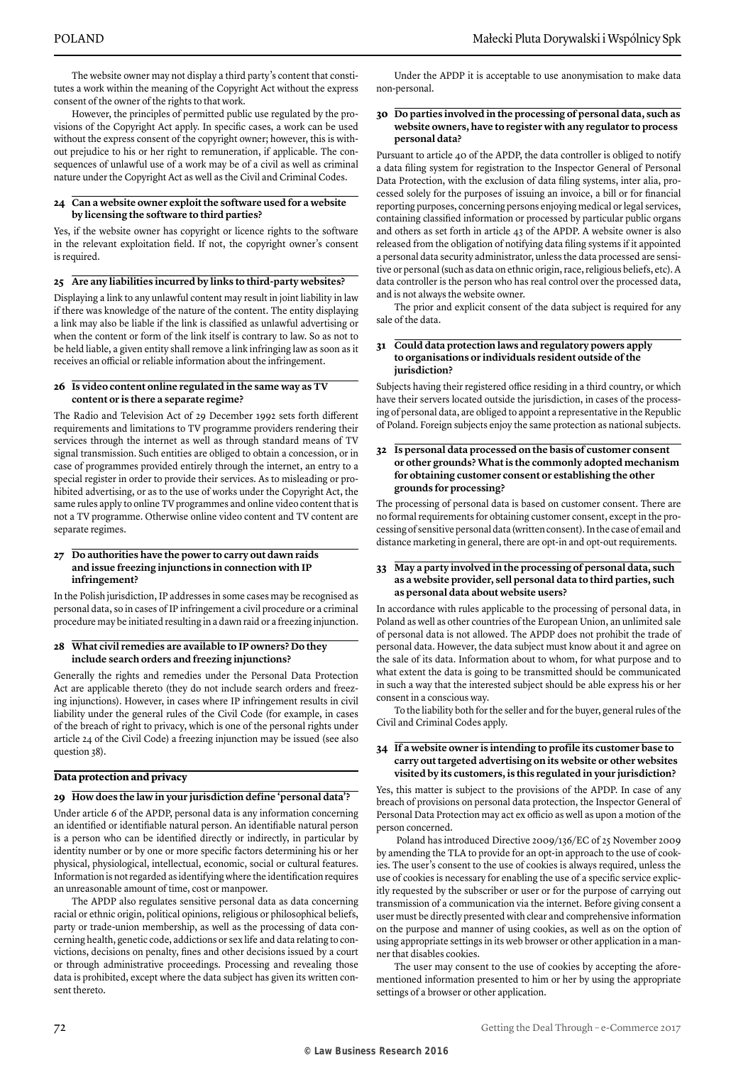The website owner may not display a third party's content that constitutes a work within the meaning of the Copyright Act without the express consent of the owner of the rights to that work.

However, the principles of permitted public use regulated by the provisions of the Copyright Act apply. In specific cases, a work can be used without the express consent of the copyright owner; however, this is without prejudice to his or her right to remuneration, if applicable. The consequences of unlawful use of a work may be of a civil as well as criminal nature under the Copyright Act as well as the Civil and Criminal Codes.

### 24 Can a website owner exploit the software used for a website by licensing the software to third parties?

Yes, if the website owner has copyright or licence rights to the software in the relevant exploitation field. If not, the copyright owner's consent is required.

### 25 Are any liabilities incurred by links to third-party websites?

Displaying a link to any unlawful content may result in joint liability in law if there was knowledge of the nature of the content. The entity displaying a link may also be liable if the link is classified as unlawful advertising or when the content or form of the link itself is contrary to law. So as not to be held liable, a given entity shall remove a link infringing law as soon as it receives an official or reliable information about the infringement.

### 26 Is video content online regulated in the same way as TV content or is there a separate regime?

The Radio and Television Act of 29 December 1992 sets forth different requirements and limitations to TV programme providers rendering their services through the internet as well as through standard means of TV signal transmission. Such entities are obliged to obtain a concession, or in case of programmes provided entirely through the internet, an entry to a special register in order to provide their services. As to misleading or prohibited advertising, or as to the use of works under the Copyright Act, the same rules apply to online TV programmes and online video content that is not a TV programme. Otherwise online video content and TV content are separate regimes.

### 27 Do authorities have the power to carry out dawn raids and issue freezing injunctions in connection with IP infringement?

In the Polish jurisdiction, IP addresses in some cases may be recognised as personal data, so in cases of IP infringement a civil procedure or a criminal procedure may be initiated resulting in a dawn raid or a freezing injunction.

### 28 What civil remedies are available to IP owners? Do they include search orders and freezing injunctions?

Generally the rights and remedies under the Personal Data Protection Act are applicable thereto (they do not include search orders and freezing injunctions). However, in cases where IP infringement results in civil liability under the general rules of the Civil Code (for example, in cases of the breach of right to privacy, which is one of the personal rights under article 24 of the Civil Code) a freezing injunction may be issued (see also question 38).

## Data protection and privacy

### 29 How does the law in your jurisdiction define 'personal data'?

Under article 6 of the APDP, personal data is any information concerning an identified or identifiable natural person. An identifiable natural person is a person who can be identified directly or indirectly, in particular by identity number or by one or more specific factors determining his or her physical, physiological, intellectual, economic, social or cultural features. Information is not regarded as identifying where the identification requires an unreasonable amount of time, cost or manpower.

The APDP also regulates sensitive personal data as data concerning racial or ethnic origin, political opinions, religious or philosophical beliefs, party or trade-union membership, as well as the processing of data concerning health, genetic code, addictions or sex life and data relating to convictions, decisions on penalty, fines and other decisions issued by a court or through administrative proceedings. Processing and revealing those data is prohibited, except where the data subject has given its written consent thereto.

Under the APDP it is acceptable to use anonymisation to make data non-personal.

### 30 Do parties involved in the processing of personal data, such as website owners, have to register with any regulator to process personal data?

Pursuant to article 40 of the APDP, the data controller is obliged to notify a data filing system for registration to the Inspector General of Personal Data Protection, with the exclusion of data filing systems, inter alia, processed solely for the purposes of issuing an invoice, a bill or for financial reporting purposes, concerning persons enjoying medical or legal services, containing classified information or processed by particular public organs and others as set forth in article 43 of the APDP. A website owner is also released from the obligation of notifying data filing systems if it appointed a personal data security administrator, unless the data processed are sensitive or personal (such as data on ethnic origin, race, religious beliefs, etc). A data controller is the person who has real control over the processed data, and is not always the website owner.

The prior and explicit consent of the data subject is required for any sale of the data.

### 31 Could data protection laws and regulatory powers apply to organisations or individuals resident outside of the jurisdiction?

Subjects having their registered office residing in a third country, or which have their servers located outside the jurisdiction, in cases of the processing of personal data, are obliged to appoint a representative in the Republic of Poland. Foreign subjects enjoy the same protection as national subjects.

### 32 Is personal data processed on the basis of customer consent or other grounds? What is the commonly adopted mechanism for obtaining customer consent or establishing the other grounds for processing?

The processing of personal data is based on customer consent. There are no formal requirements for obtaining customer consent, except in the processing of sensitive personal data (written consent). In the case of email and distance marketing in general, there are opt-in and opt-out requirements.

### 33 May a party involved in the processing of personal data, such as a website provider, sell personal data to third parties, such as personal data about website users?

In accordance with rules applicable to the processing of personal data, in Poland as well as other countries of the European Union, an unlimited sale of personal data is not allowed. The APDP does not prohibit the trade of personal data. However, the data subject must know about it and agree on the sale of its data. Information about to whom, for what purpose and to what extent the data is going to be transmitted should be communicated in such a way that the interested subject should be able express his or her consent in a conscious way.

To the liability both for the seller and for the buyer, general rules of the Civil and Criminal Codes apply.

### 34 If a website owner is intending to profile its customer base to carry out targeted advertising on its website or other websites visited by its customers, is this regulated in your jurisdiction?

Yes, this matter is subject to the provisions of the APDP. In case of any breach of provisions on personal data protection, the Inspector General of Personal Data Protection may act ex officio as well as upon a motion of the person concerned.

Poland has introduced Directive 2009/136/EC of 25 November 2009 by amending the TLA to provide for an opt-in approach to the use of cookies. The user's consent to the use of cookies is always required, unless the use of cookies is necessary for enabling the use of a specific service explicitly requested by the subscriber or user or for the purpose of carrying out transmission of a communication via the internet. Before giving consent a user must be directly presented with clear and comprehensive information on the purpose and manner of using cookies, as well as on the option of using appropriate settings in its web browser or other application in a manner that disables cookies.

The user may consent to the use of cookies by accepting the aforementioned information presented to him or her by using the appropriate settings of a browser or other application.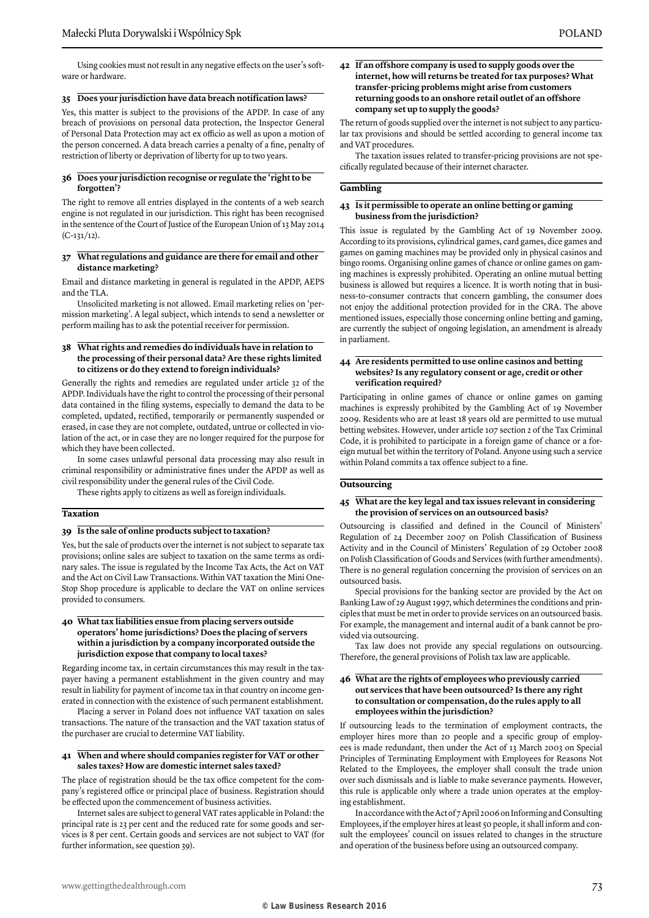Using cookies must not result in any negative effects on the user's software or hardware.

### 35 Does your jurisdiction have data breach notification laws?

Yes, this matter is subject to the provisions of the APDP. In case of any breach of provisions on personal data protection, the Inspector General of Personal Data Protection may act ex officio as well as upon a motion of the person concerned. A data breach carries a penalty of a fine, penalty of restriction of liberty or deprivation of liberty for up to two years.

### 36 Does your jurisdiction recognise or regulate the 'right to be forgotten'?

The right to remove all entries displayed in the contents of a web search engine is not regulated in our jurisdiction. This right has been recognised in the sentence of the Court of Justice of the European Union of 13 May 2014 (C-131/12).

### 37 What regulations and guidance are there for email and other distance marketing?

Email and distance marketing in general is regulated in the APDP, AEPS and the TLA.

Unsolicited marketing is not allowed. Email marketing relies on 'permission marketing'. A legal subject, which intends to send a newsletter or perform mailing has to ask the potential receiver for permission.

### 38 What rights and remedies do individuals have in relation to the processing of their personal data? Are these rights limited to citizens or do they extend to foreign individuals?

Generally the rights and remedies are regulated under article 32 of the APDP. Individuals have the right to control the processing of their personal data contained in the filing systems, especially to demand the data to be completed, updated, rectified, temporarily or permanently suspended or erased, in case they are not complete, outdated, untrue or collected in violation of the act, or in case they are no longer required for the purpose for which they have been collected.

In some cases unlawful personal data processing may also result in criminal responsibility or administrative fines under the APDP as well as civil responsibility under the general rules of the Civil Code.

These rights apply to citizens as well as foreign individuals.

## Taxation

### 39 Is the sale of online products subject to taxation?

Yes, but the sale of products over the internet is not subject to separate tax provisions; online sales are subject to taxation on the same terms as ordinary sales. The issue is regulated by the Income Tax Acts, the Act on VAT and the Act on Civil Law Transactions. Within VAT taxation the Mini One-Stop Shop procedure is applicable to declare the VAT on online services provided to consumers.

### 40 What tax liabilities ensue from placing servers outside operators' home jurisdictions? Does the placing of servers within a jurisdiction by a company incorporated outside the jurisdiction expose that company to local taxes?

Regarding income tax, in certain circumstances this may result in the taxpayer having a permanent establishment in the given country and may result in liability for payment of income tax in that country on income generated in connection with the existence of such permanent establishment.

Placing a server in Poland does not influence VAT taxation on sales transactions. The nature of the transaction and the VAT taxation status of the purchaser are crucial to determine VAT liability.

### 41 When and where should companies register for VAT or other sales taxes? How are domestic internet sales taxed?

The place of registration should be the tax office competent for the company's registered office or principal place of business. Registration should be effected upon the commencement of business activities.

Internet sales are subject to general VAT rates applicable in Poland: the principal rate is 23 per cent and the reduced rate for some goods and services is 8 per cent. Certain goods and services are not subject to VAT (for further information, see question 39).

### 42 If an offshore company is used to supply goods over the internet, how will returns be treated for tax purposes? What transfer-pricing problems might arise from customers returning goods to an onshore retail outlet of an offshore company set up to supply the goods?

The return of goods supplied over the internet is not subject to any particular tax provisions and should be settled according to general income tax and VAT procedures.

The taxation issues related to transfer-pricing provisions are not specifically regulated because of their internet character.

## Gambling

### 43 Is it permissible to operate an online betting or gaming business from the jurisdiction?

This issue is regulated by the Gambling Act of 19 November 2009. According to its provisions, cylindrical games, card games, dice games and games on gaming machines may be provided only in physical casinos and bingo rooms. Organising online games of chance or online games on gaming machines is expressly prohibited. Operating an online mutual betting business is allowed but requires a licence. It is worth noting that in business-to-consumer contracts that concern gambling, the consumer does not enjoy the additional protection provided for in the CRA. The above mentioned issues, especially those concerning online betting and gaming, are currently the subject of ongoing legislation, an amendment is already in parliament.

### 44 Are residents permitted to use online casinos and betting websites? Is any regulatory consent or age, credit or other verification required?

Participating in online games of chance or online games on gaming machines is expressly prohibited by the Gambling Act of 19 November 2009. Residents who are at least 18 years old are permitted to use mutual betting websites. However, under article 107 section 2 of the Tax Criminal Code, it is prohibited to participate in a foreign game of chance or a foreign mutual bet within the territory of Poland. Anyone using such a service within Poland commits a tax offence subject to a fine.

## Outsourcing

### 45 What are the key legal and tax issues relevant in considering the provision of services on an outsourced basis?

Outsourcing is classified and defined in the Council of Ministers' Regulation of 24 December 2007 on Polish Classification of Business Activity and in the Council of Ministers' Regulation of 29 October 2008 on Polish Classification of Goods and Services (with further amendments). There is no general regulation concerning the provision of services on an outsourced basis.

Special provisions for the banking sector are provided by the Act on Banking Law of 29 August 1997, which determines the conditions and principles that must be met in order to provide services on an outsourced basis. For example, the management and internal audit of a bank cannot be provided via outsourcing.

Tax law does not provide any special regulations on outsourcing. Therefore, the general provisions of Polish tax law are applicable.

### 46 What are the rights of employees who previously carried out services that have been outsourced? Is there any right to consultation or compensation, do the rules apply to all employees within the jurisdiction?

If outsourcing leads to the termination of employment contracts, the employer hires more than 20 people and a specific group of employees is made redundant, then under the Act of 13 March 2003 on Special Principles of Terminating Employment with Employees for Reasons Not Related to the Employees, the employer shall consult the trade union over such dismissals and is liable to make severance payments. However, this rule is applicable only where a trade union operates at the employing establishment.

In accordance with the Act of 7 April 2006 on Informing and Consulting Employees, if the employer hires at least 50 people, it shall inform and consult the employees' council on issues related to changes in the structure and operation of the business before using an outsourced company.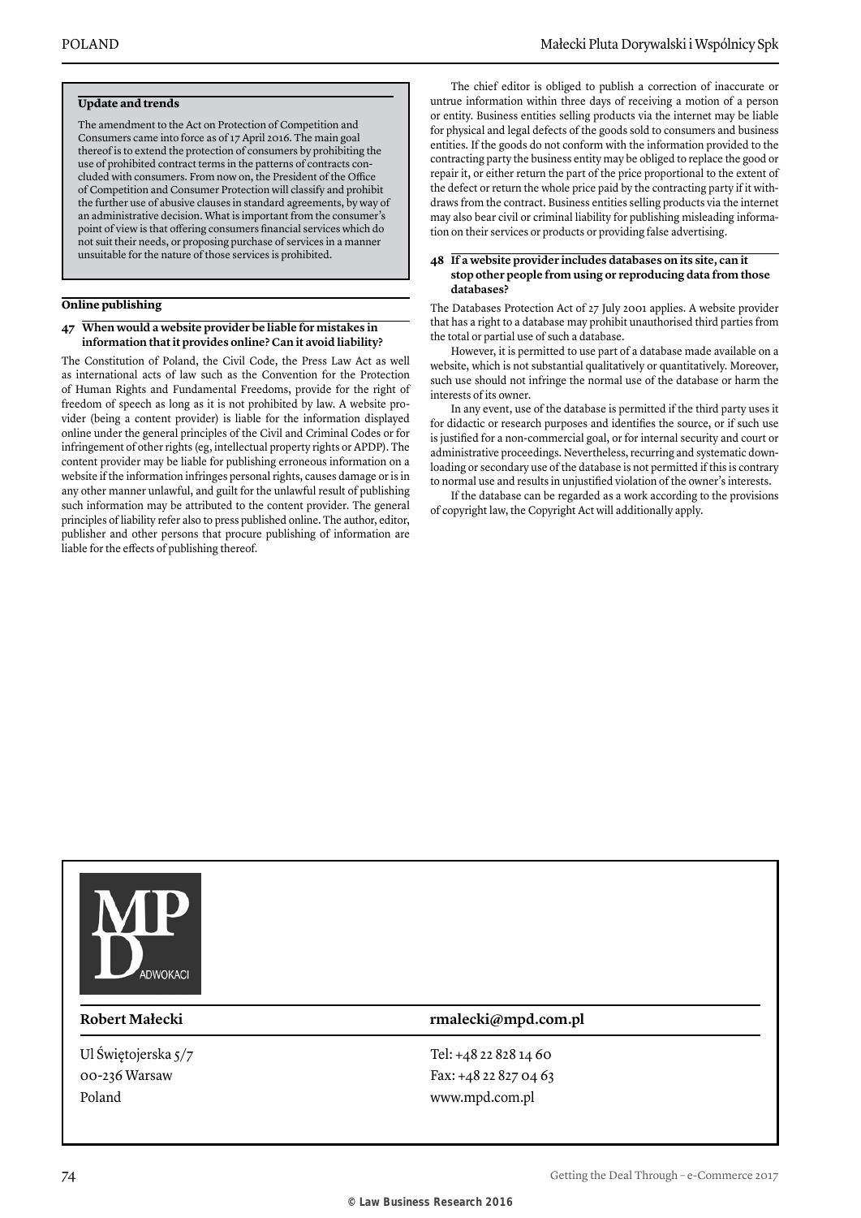### Update and trends

The amendment to the Act on Protection of Competition and Consumers came into force as of 17 April 2016. The main goal thereof is to extend the protection of consumers by prohibiting the use of prohibited contract terms in the patterns of contracts concluded with consumers. From now on, the President of the Office of Competition and Consumer Protection will classify and prohibit the further use of abusive clauses in standard agreements, by way of an administrative decision. What is important from the consumer's point of view is that offering consumers financial services which do not suit their needs, or proposing purchase of services in a manner unsuitable for the nature of those services is prohibited.

## Online publishing

### 47 When would a website provider be liable for mistakes in information that it provides online? Can it avoid liability?

The Constitution of Poland, the Civil Code, the Press Law Act as well as international acts of law such as the Convention for the Protection of Human Rights and Fundamental Freedoms, provide for the right of freedom of speech as long as it is not prohibited by law. A website provider (being a content provider) is liable for the information displayed online under the general principles of the Civil and Criminal Codes or for infringement of other rights (eg, intellectual property rights or APDP). The content provider may be liable for publishing erroneous information on a website if the information infringes personal rights, causes damage or is in any other manner unlawful, and guilt for the unlawful result of publishing such information may be attributed to the content provider. The general principles of liability refer also to press published online. The author, editor, publisher and other persons that procure publishing of information are liable for the effects of publishing thereof.

The chief editor is obliged to publish a correction of inaccurate or untrue information within three days of receiving a motion of a person or entity. Business entities selling products via the internet may be liable for physical and legal defects of the goods sold to consumers and business entities. If the goods do not conform with the information provided to the contracting party the business entity may be obliged to replace the good or repair it, or either return the part of the price proportional to the extent of the defect or return the whole price paid by the contracting party if it withdraws from the contract. Business entities selling products via the internet may also bear civil or criminal liability for publishing misleading information on their services or products or providing false advertising.

### 48 If a website provider includes databases on its site, can it stop other people from using or reproducing data from those databases?

The Databases Protection Act of 27 July 2001 applies. A website provider that has a right to a database may prohibit unauthorised third parties from the total or partial use of such a database.

However, it is permitted to use part of a database made available on a website, which is not substantial qualitatively or quantitatively. Moreover, such use should not infringe the normal use of the database or harm the interests of its owner.

In any event, use of the database is permitted if the third party uses it for didactic or research purposes and identifies the source, or if such use is justified for a non-commercial goal, or for internal security and court or administrative proceedings. Nevertheless, recurring and systematic downloading or secondary use of the database is not permitted if this is contrary to normal use and results in unjustified violation of the owner's interests.

If the database can be regarded as a work according to the provisions of copyright law, the Copyright Act will additionally apply.

MPD ADWOKACI

**Robert Małecki** | **rmalecki@mpd.com.pl**

Ul Świętojerska 5/7
00-236 Warsaw
Poland

Tel: +48 22 828 14 60
Fax: +48 22 827 04 63
www.mpd.com.pl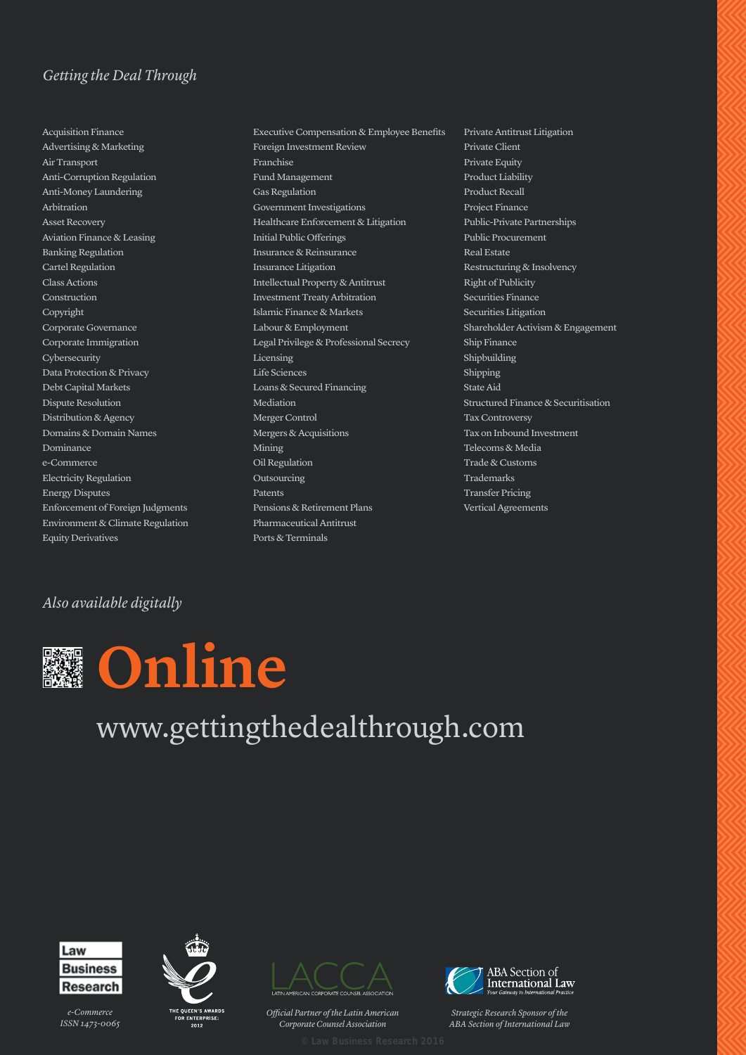*Getting the Deal Through*

Acquisition Finance
Advertising & Marketing
Air Transport
Anti-Corruption Regulation
Anti-Money Laundering
Arbitration
Asset Recovery
Aviation Finance & Leasing
Banking Regulation
Cartel Regulation
Class Actions
Construction
Copyright
Corporate Governance
Corporate Immigration
Cybersecurity
Data Protection & Privacy
Debt Capital Markets
Dispute Resolution
Distribution & Agency
Domains & Domain Names
Dominance
e-Commerce
Electricity Regulation
Energy Disputes
Enforcement of Foreign Judgments
Environment & Climate Regulation
Equity Derivatives
Executive Compensation & Employee Benefits
Foreign Investment Review
Franchise
Fund Management
Gas Regulation
Government Investigations
Healthcare Enforcement & Litigation
Initial Public Offerings
Insurance & Reinsurance
Insurance Litigation
Intellectual Property & Antitrust
Investment Treaty Arbitration
Islamic Finance & Markets
Labour & Employment
Legal Privilege & Professional Secrecy
Licensing
Life Sciences
Loans & Secured Financing
Mediation
Merger Control
Mergers & Acquisitions
Mining
Oil Regulation
Outsourcing
Patents
Pensions & Retirement Plans
Pharmaceutical Antitrust
Ports & Terminals
Private Antitrust Litigation
Private Client
Private Equity
Product Liability
Product Recall
Project Finance
Public-Private Partnerships
Public Procurement
Real Estate
Restructuring & Insolvency
Right of Publicity
Securities Finance
Securities Litigation
Shareholder Activism & Engagement
Ship Finance
Shipbuilding
Shipping
State Aid
Structured Finance & Securitisation
Tax Controversy
Tax on Inbound Investment
Telecoms & Media
Trade & Customs
Trademarks
Transfer Pricing
Vertical Agreements

*Also available digitally*

# Online

www.gettingthedealthrough.com

Law Business Research

*e-Commerce*
*ISSN 1473-0065*

THE QUEEN'S AWARDS FOR ENTERPRISE: 2012

LACCA
LATIN AMERICAN CORPORATE COUNSEL ASSOCIATION

*Official Partner of the Latin American Corporate Counsel Association*

ABA Section of International Law
*Your Gateway to International Practice*

*Strategic Research Sponsor of the ABA Section of International Law*

© Law Business Research 2016